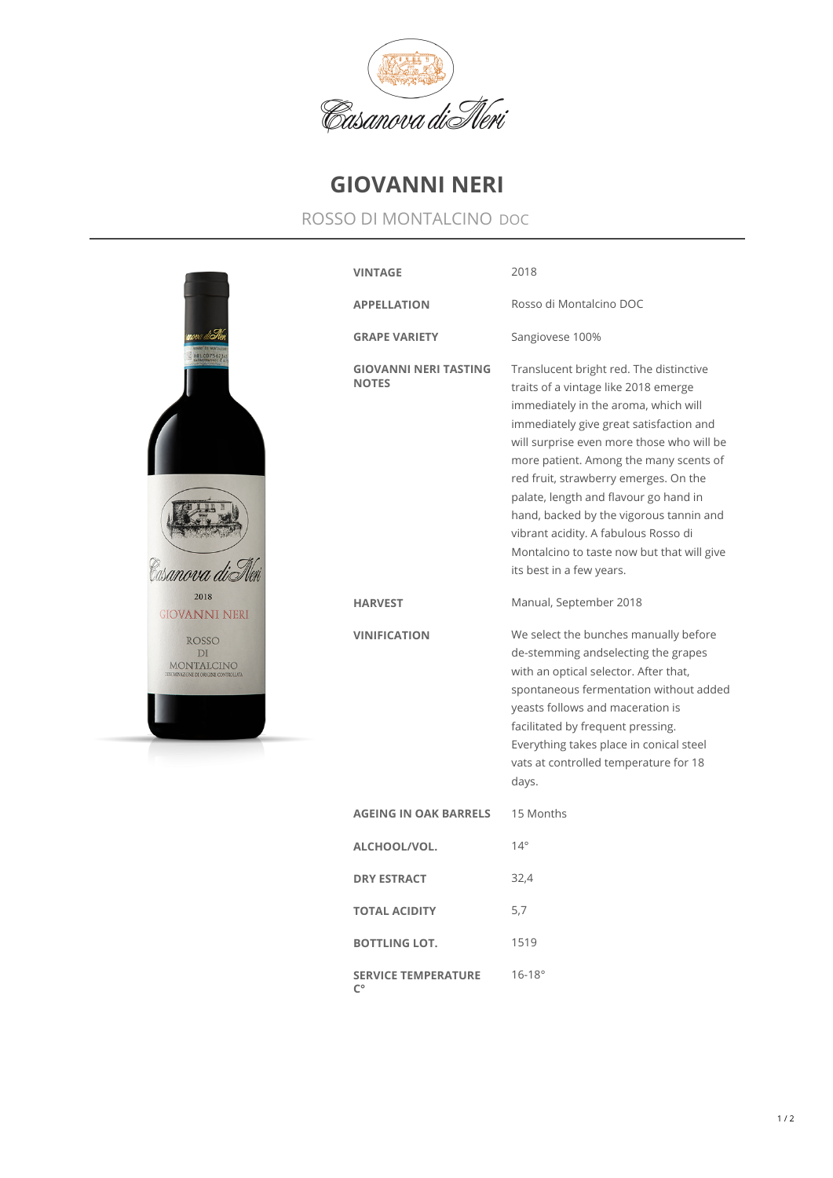# GIOVANNI NERI

## ROSSO DI MONTALCINO DOC

| | |
|---|---|
| **VINTAGE** | 2018 |
| **APPELLATION** | Rosso di Montalcino DOC |
| **GRAPE VARIETY** | Sangiovese 100% |
| **GIOVANNI NERI TASTING NOTES** | Translucent bright red. The distinctive traits of a vintage like 2018 emerge immediately in the aroma, which will immediately give great satisfaction and will surprise even more those who will be more patient. Among the many scents of red fruit, strawberry emerges. On the palate, length and flavour go hand in hand, backed by the vigorous tannin and vibrant acidity. A fabulous Rosso di Montalcino to taste now but that will give its best in a few years. |
| **HARVEST** | Manual, September 2018 |
| **VINIFICATION** | We select the bunches manually before de-stemming andselecting the grapes with an optical selector. After that, spontaneous fermentation without added yeasts follows and maceration is facilitated by frequent pressing. Everything takes place in conical steel vats at controlled temperature for 18 days. |
| **AGEING IN OAK BARRELS** | 15 Months |
| **ALCHOOL/VOL.** | 14° |
| **DRY ESTRACT** | 32,4 |
| **TOTAL ACIDITY** | 5,7 |
| **BOTTLING LOT.** | 1519 |
| **SERVICE TEMPERATURE C°** | 16-18° |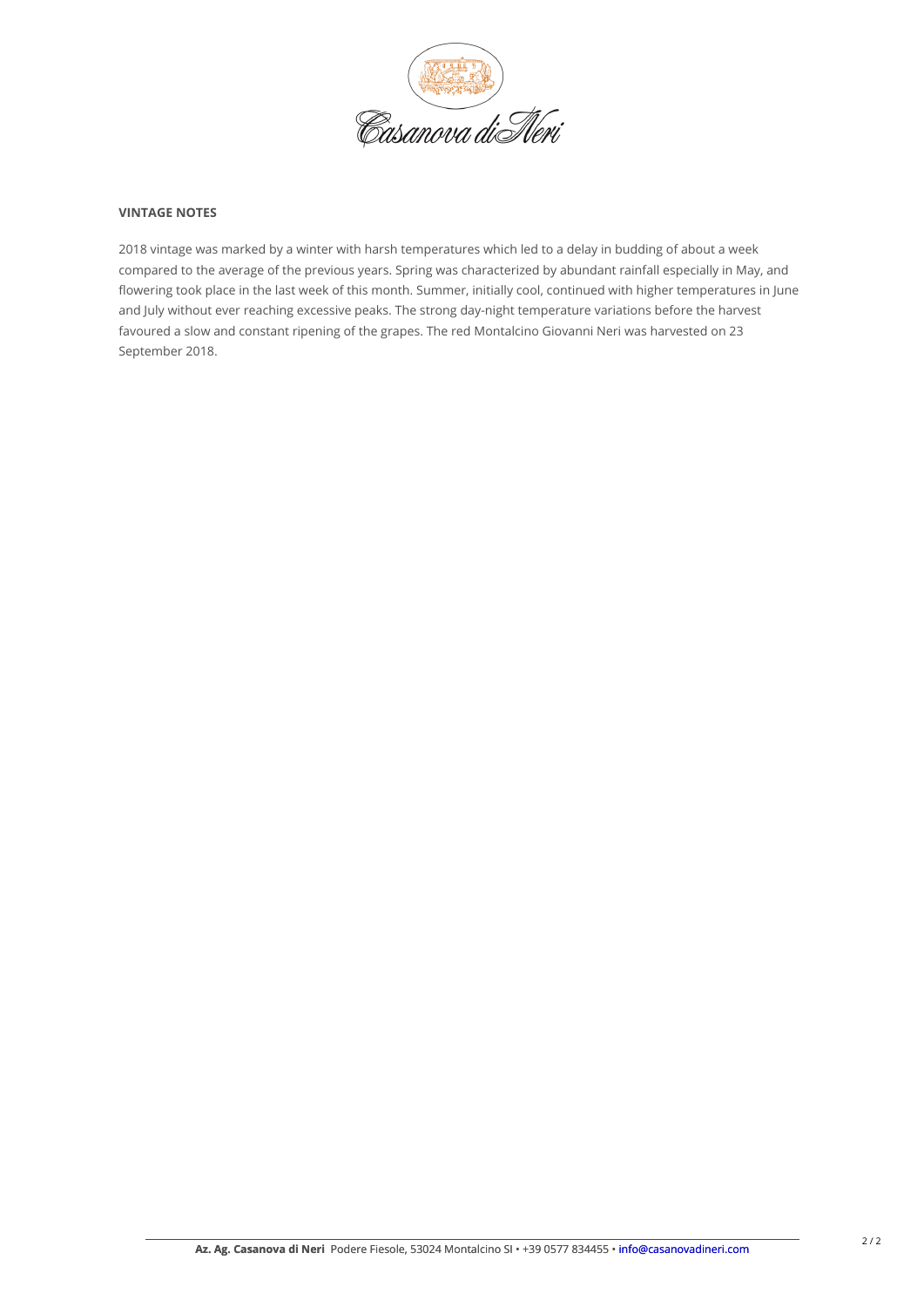## VINTAGE NOTES

2018 vintage was marked by a winter with harsh temperatures which led to a delay in budding of about a week compared to the average of the previous years. Spring was characterized by abundant rainfall especially in May, and flowering took place in the last week of this month. Summer, initially cool, continued with higher temperatures in June and July without ever reaching excessive peaks. The strong day-night temperature variations before the harvest favoured a slow and constant ripening of the grapes. The red Montalcino Giovanni Neri was harvested on 23 September 2018.